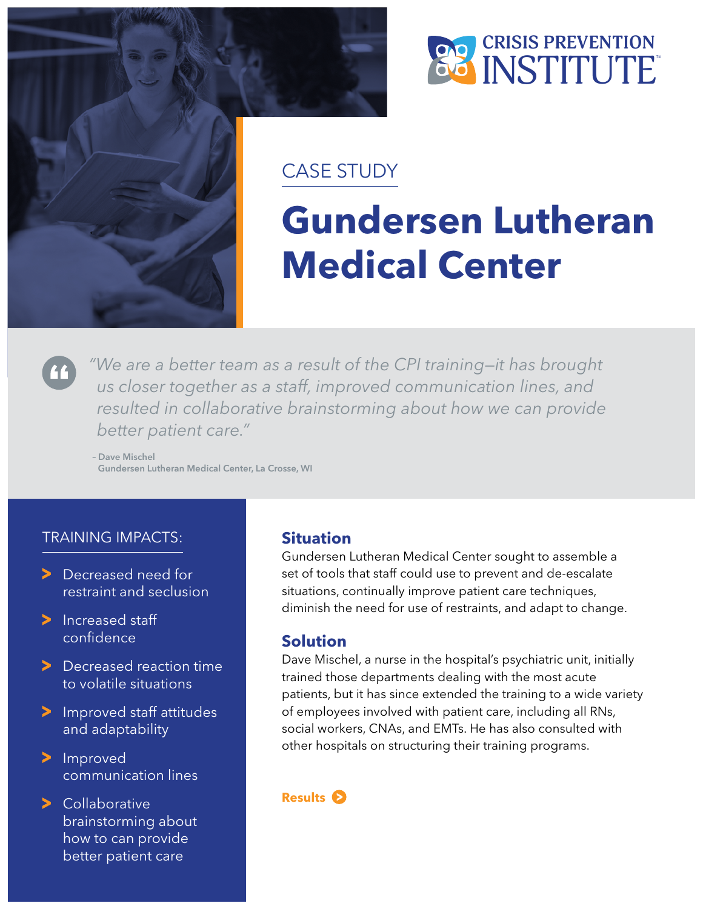CRISIS PREVENTION INSTITUTE

CASE STUDY

# Gundersen Lutheran Medical Center

> *"We are a better team as a result of the CPI training—it has brought us closer together as a staff, improved communication lines, and resulted in collaborative brainstorming about how we can provide better patient care."*
>
> – Dave Mischel
> Gundersen Lutheran Medical Center, La Crosse, WI

## TRAINING IMPACTS:

- Decreased need for restraint and seclusion
- Increased staff confidence
- Decreased reaction time to volatile situations
- Improved staff attitudes and adaptability
- Improved communication lines
- Collaborative brainstorming about how to can provide better patient care

## Situation

Gundersen Lutheran Medical Center sought to assemble a set of tools that staff could use to prevent and de-escalate situations, continually improve patient care techniques, diminish the need for use of restraints, and adapt to change.

## Solution

Dave Mischel, a nurse in the hospital's psychiatric unit, initially trained those departments dealing with the most acute patients, but it has since extended the training to a wide variety of employees involved with patient care, including all RNs, social workers, CNAs, and EMTs. He has also consulted with other hospitals on structuring their training programs.

**Results**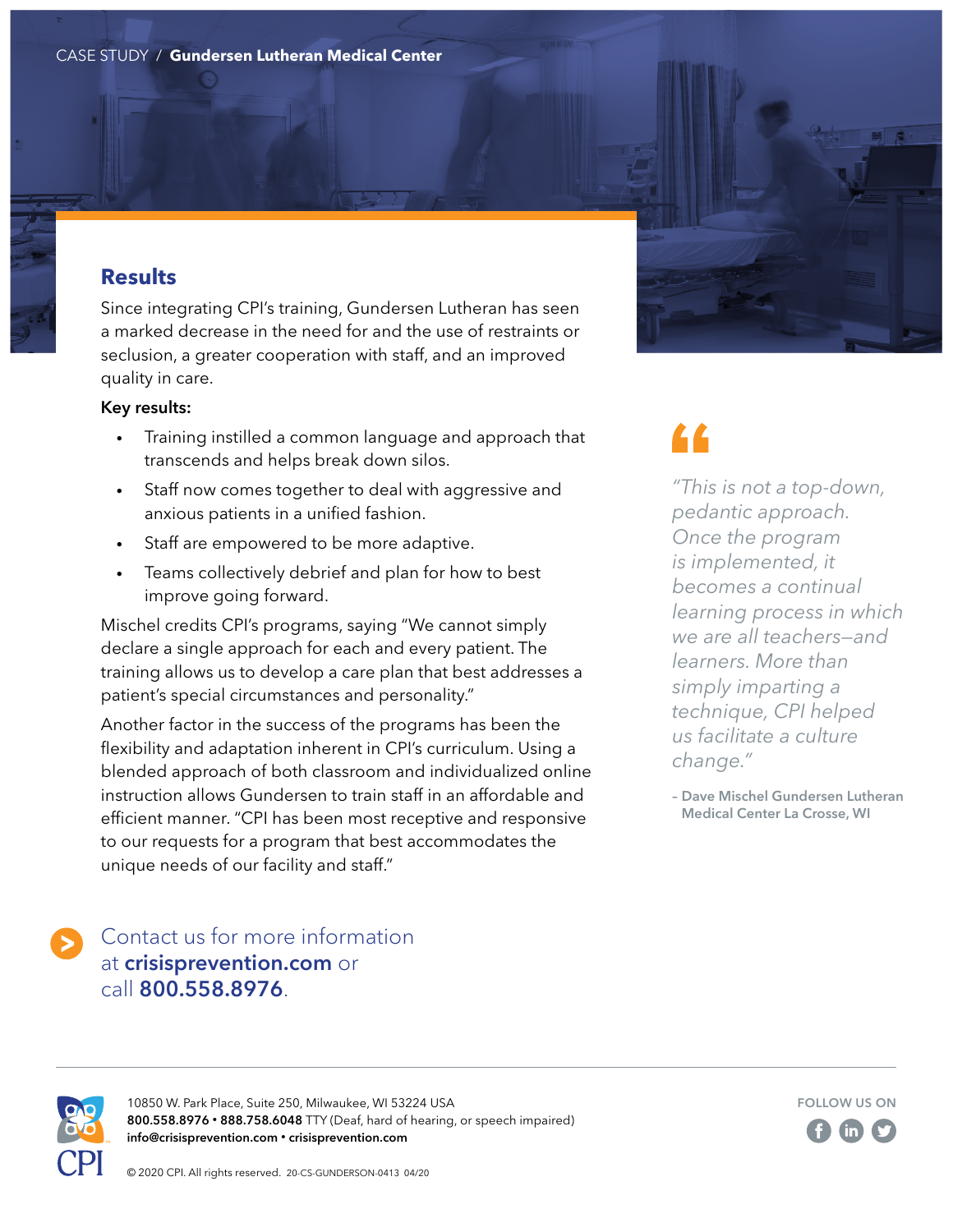CASE STUDY / **Gundersen Lutheran Medical Center**

## Results

Since integrating CPI's training, Gundersen Lutheran has seen a marked decrease in the need for and the use of restraints or seclusion, a greater cooperation with staff, and an improved quality in care.

**Key results:**

- Training instilled a common language and approach that transcends and helps break down silos.
- Staff now comes together to deal with aggressive and anxious patients in a unified fashion.
- Staff are empowered to be more adaptive.
- Teams collectively debrief and plan for how to best improve going forward.

Mischel credits CPI's programs, saying "We cannot simply declare a single approach for each and every patient. The training allows us to develop a care plan that best addresses a patient's special circumstances and personality."

Another factor in the success of the programs has been the flexibility and adaptation inherent in CPI's curriculum. Using a blended approach of both classroom and individualized online instruction allows Gundersen to train staff in an affordable and efficient manner. "CPI has been most receptive and responsive to our requests for a program that best accommodates the unique needs of our facility and staff."

*"This is not a top-down, pedantic approach. Once the program is implemented, it becomes a continual learning process in which we are all teachers—and learners. More than simply imparting a technique, CPI helped us facilitate a culture change."*

**– Dave Mischel Gundersen Lutheran Medical Center La Crosse, WI**

Contact us for more information at **crisisprevention.com** or call **800.558.8976**.

10850 W. Park Place, Suite 250, Milwaukee, WI 53224 USA
**800.558.8976 • 888.758.6048** TTY (Deaf, hard of hearing, or speech impaired)
**info@crisisprevention.com • crisisprevention.com**

FOLLOW US ON

© 2020 CPI. All rights reserved. 20-CS-GUNDERSON-0413 04/20